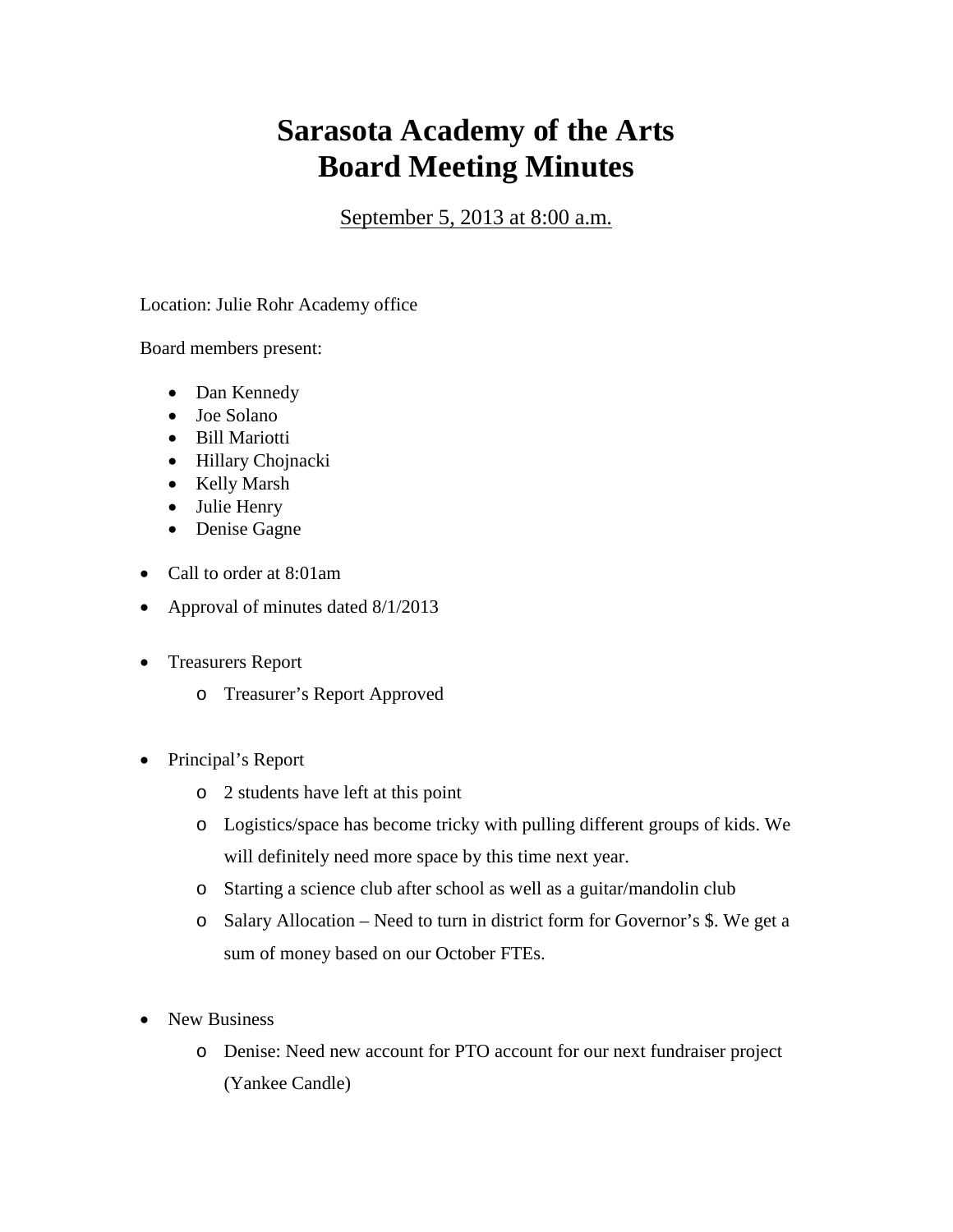# Sarasota Academy of the Arts
# Board Meeting Minutes

September 5, 2013 at 8:00 a.m.

Location: Julie Rohr Academy office

Board members present:

- Dan Kennedy
- Joe Solano
- Bill Mariotti
- Hillary Chojnacki
- Kelly Marsh
- Julie Henry
- Denise Gagne

- Call to order at 8:01am
- Approval of minutes dated 8/1/2013
- Treasurers Report
  - Treasurer's Report Approved
- Principal's Report
  - 2 students have left at this point
  - Logistics/space has become tricky with pulling different groups of kids. We will definitely need more space by this time next year.
  - Starting a science club after school as well as a guitar/mandolin club
  - Salary Allocation – Need to turn in district form for Governor's $. We get a sum of money based on our October FTEs.
- New Business
  - Denise: Need new account for PTO account for our next fundraiser project (Yankee Candle)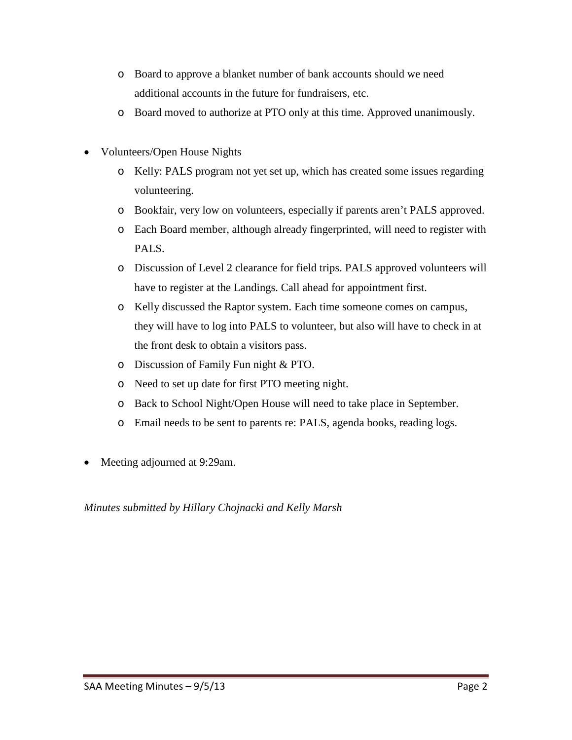- Board to approve a blanket number of bank accounts should we need additional accounts in the future for fundraisers, etc.
  - Board moved to authorize at PTO only at this time. Approved unanimously.

- Volunteers/Open House Nights
  - Kelly: PALS program not yet set up, which has created some issues regarding volunteering.
  - Bookfair, very low on volunteers, especially if parents aren't PALS approved.
  - Each Board member, although already fingerprinted, will need to register with PALS.
  - Discussion of Level 2 clearance for field trips. PALS approved volunteers will have to register at the Landings. Call ahead for appointment first.
  - Kelly discussed the Raptor system. Each time someone comes on campus, they will have to log into PALS to volunteer, but also will have to check in at the front desk to obtain a visitors pass.
  - Discussion of Family Fun night & PTO.
  - Need to set up date for first PTO meeting night.
  - Back to School Night/Open House will need to take place in September.
  - Email needs to be sent to parents re: PALS, agenda books, reading logs.

- Meeting adjourned at 9:29am.

*Minutes submitted by Hillary Chojnacki and Kelly Marsh*